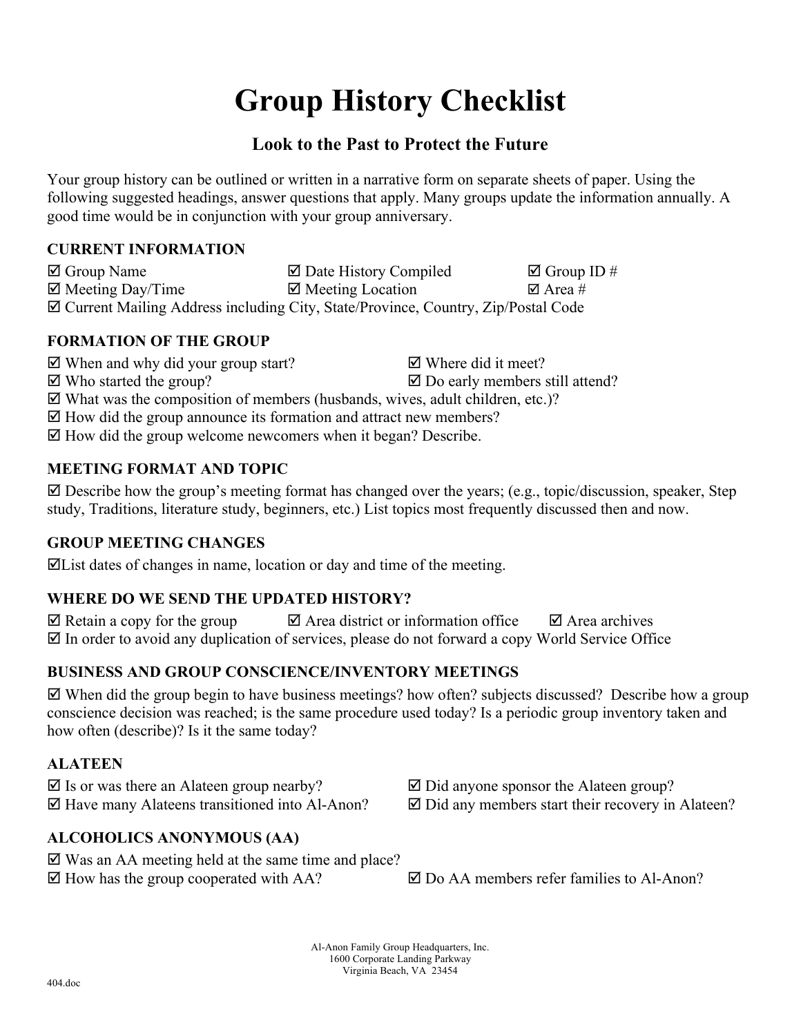# Group History Checklist

## Look to the Past to Protect the Future

Your group history can be outlined or written in a narrative form on separate sheets of paper. Using the following suggested headings, answer questions that apply. Many groups update the information annually. A good time would be in conjunction with your group anniversary.

### CURRENT INFORMATION

☑ Group Name ☑ Date History Compiled ☑ Group ID #
☑ Meeting Day/Time ☑ Meeting Location ☑ Area #
☑ Current Mailing Address including City, State/Province, Country, Zip/Postal Code

### FORMATION OF THE GROUP

☑ When and why did your group start? ☑ Where did it meet?
☑ Who started the group? ☑ Do early members still attend?
☑ What was the composition of members (husbands, wives, adult children, etc.)?
☑ How did the group announce its formation and attract new members?
☑ How did the group welcome newcomers when it began? Describe.

### MEETING FORMAT AND TOPIC

☑ Describe how the group's meeting format has changed over the years; (e.g., topic/discussion, speaker, Step study, Traditions, literature study, beginners, etc.) List topics most frequently discussed then and now.

### GROUP MEETING CHANGES

☑List dates of changes in name, location or day and time of the meeting.

### WHERE DO WE SEND THE UPDATED HISTORY?

☑ Retain a copy for the group ☑ Area district or information office ☑ Area archives
☑ In order to avoid any duplication of services, please do not forward a copy World Service Office

### BUSINESS AND GROUP CONSCIENCE/INVENTORY MEETINGS

☑ When did the group begin to have business meetings? how often? subjects discussed? Describe how a group conscience decision was reached; is the same procedure used today? Is a periodic group inventory taken and how often (describe)? Is it the same today?

### ALATEEN

☑ Is or was there an Alateen group nearby? ☑ Did anyone sponsor the Alateen group?
☑ Have many Alateens transitioned into Al-Anon? ☑ Did any members start their recovery in Alateen?

### ALCOHOLICS ANONYMOUS (AA)

☑ Was an AA meeting held at the same time and place?
☑ How has the group cooperated with AA? ☑ Do AA members refer families to Al-Anon?

Al-Anon Family Group Headquarters, Inc.
1600 Corporate Landing Parkway
Virginia Beach, VA 23454

404.doc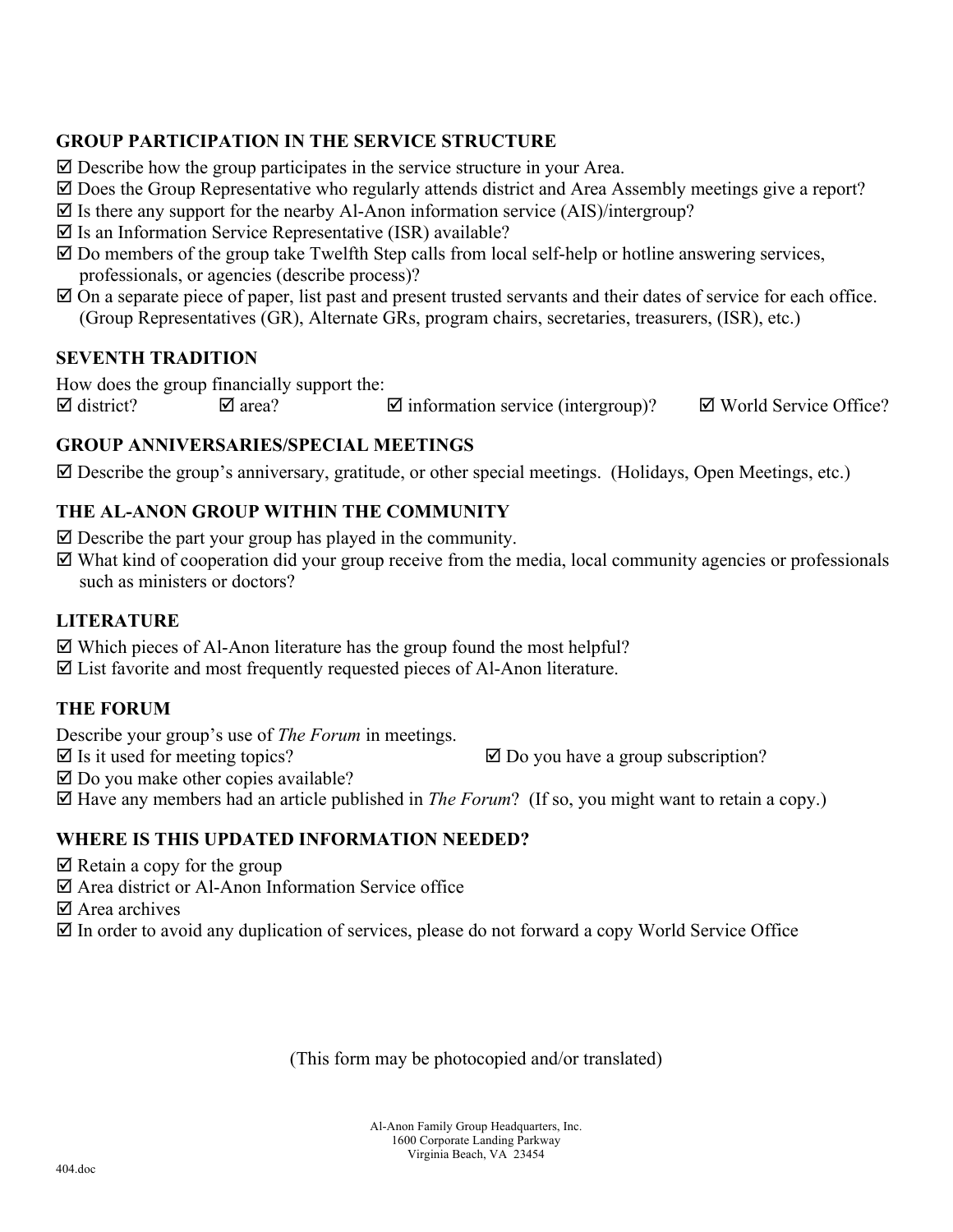## GROUP PARTICIPATION IN THE SERVICE STRUCTURE

☑ Describe how the group participates in the service structure in your Area.
☑ Does the Group Representative who regularly attends district and Area Assembly meetings give a report?
☑ Is there any support for the nearby Al-Anon information service (AIS)/intergroup?
☑ Is an Information Service Representative (ISR) available?
☑ Do members of the group take Twelfth Step calls from local self-help or hotline answering services, professionals, or agencies (describe process)?
☑ On a separate piece of paper, list past and present trusted servants and their dates of service for each office. (Group Representatives (GR), Alternate GRs, program chairs, secretaries, treasurers, (ISR), etc.)

## SEVENTH TRADITION

How does the group financially support the:
☑ district? ☑ area? ☑ information service (intergroup)? ☑ World Service Office?

## GROUP ANNIVERSARIES/SPECIAL MEETINGS

☑ Describe the group's anniversary, gratitude, or other special meetings. (Holidays, Open Meetings, etc.)

## THE AL-ANON GROUP WITHIN THE COMMUNITY

☑ Describe the part your group has played in the community.
☑ What kind of cooperation did your group receive from the media, local community agencies or professionals such as ministers or doctors?

## LITERATURE

☑ Which pieces of Al-Anon literature has the group found the most helpful?
☑ List favorite and most frequently requested pieces of Al-Anon literature.

## THE FORUM

Describe your group's use of *The Forum* in meetings.
☑ Is it used for meeting topics? ☑ Do you have a group subscription?
☑ Do you make other copies available?
☑ Have any members had an article published in *The Forum*? (If so, you might want to retain a copy.)

## WHERE IS THIS UPDATED INFORMATION NEEDED?

☑ Retain a copy for the group
☑ Area district or Al-Anon Information Service office
☑ Area archives
☑ In order to avoid any duplication of services, please do not forward a copy World Service Office

(This form may be photocopied and/or translated)

Al-Anon Family Group Headquarters, Inc.
1600 Corporate Landing Parkway
Virginia Beach, VA 23454

404.doc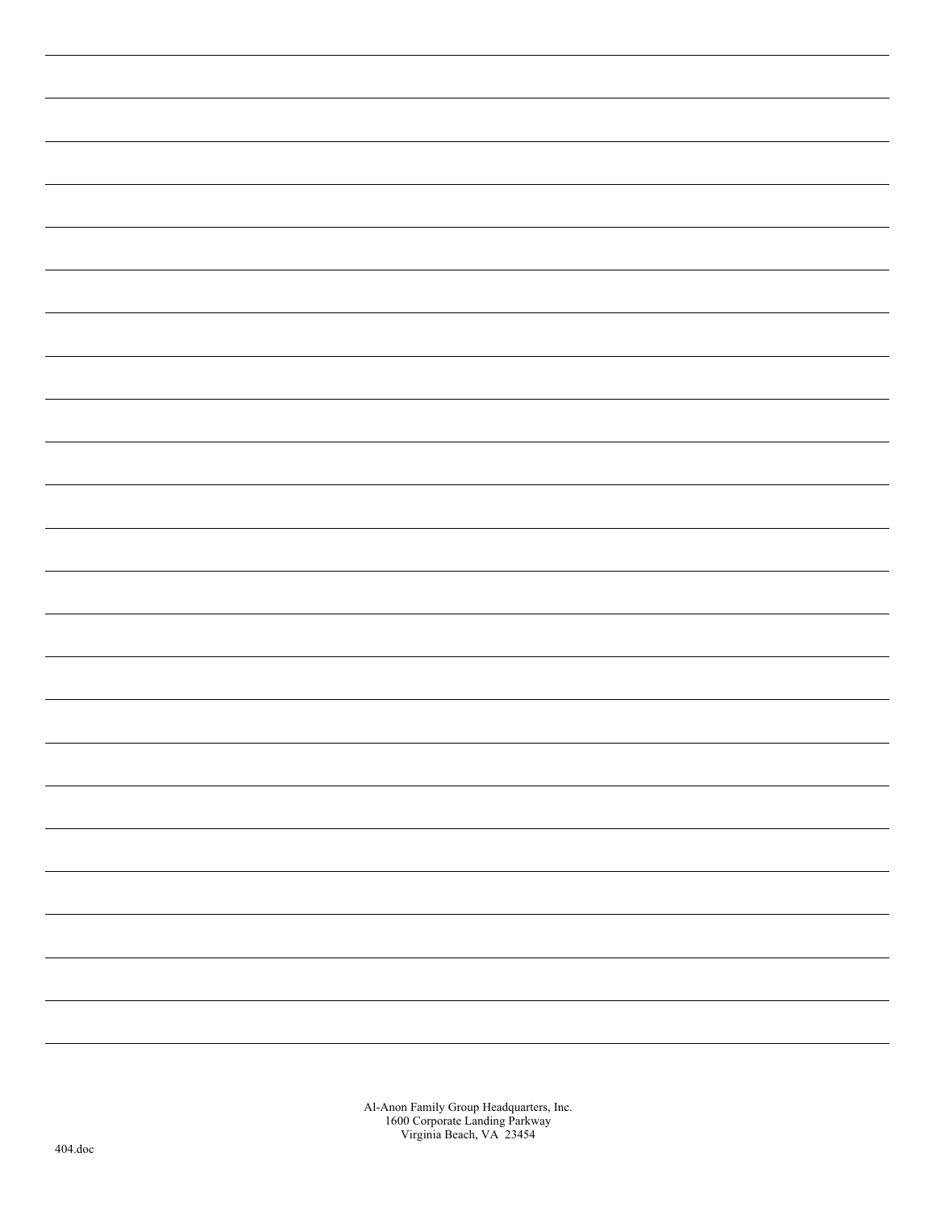Al-Anon Family Group Headquarters, Inc.
1600 Corporate Landing Parkway
Virginia Beach, VA 23454

404.doc